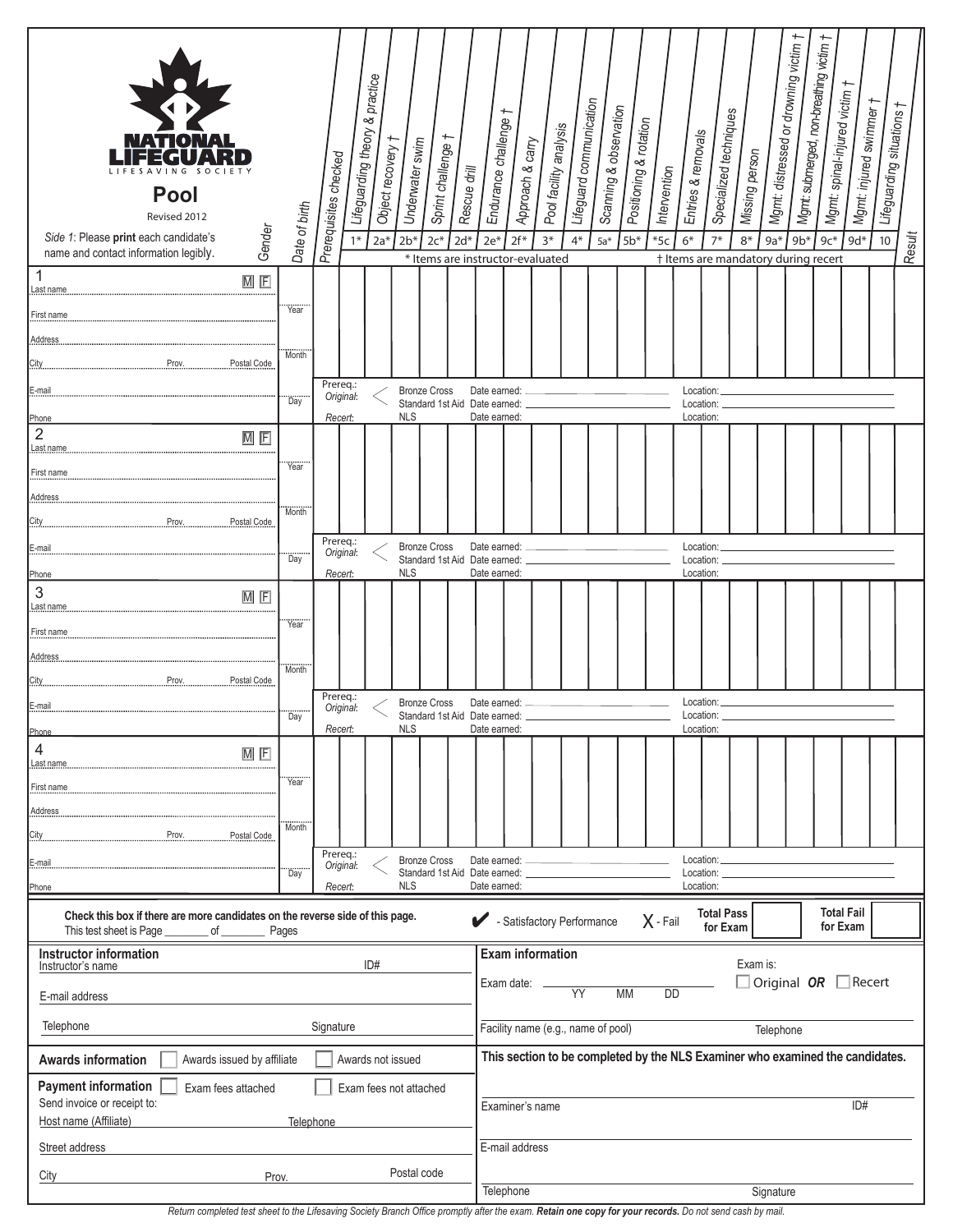# NATIONAL LIFEGUARD

LIFESAVING SOCIETY

**Pool**

Revised 2012

*Side 1*: Please **print** each candidate's name and contact information legibly.

| Candidate | Gender | Date of birth | Prerequisites checked | Lifeguarding theory & practice 1* | Object recovery † 2a* | Underwater swim 2b* | Sprint challenge † 2c* | Rescue drill 2d* | Endurance challenge † 2e* | Approach & carry 2f* | Pool facility analysis 3* | Lifeguard communication 4* | Scanning & observation 5a* | Positioning & rotation 5b* | Intervention *5c | Entries & removals 6* | Specialized techniques 7* | Missing person 8* | Mgmt: distressed or drowning victim † 9a* | Mgmt: submerged, non-breathing victim † 9b* | Mgmt: spinal-injured victim † 9c* | Mgmt: injured swimmer † 9d* | Lifeguarding situations † 10 | Result |
|---|---|---|---|---|---|---|---|---|---|---|---|---|---|---|---|---|---|---|---|---|---|---|---|---|
| 1 Last name / First name / Address / City / Prov. / Postal Code / E-mail / Phone | M F | Year / Month / Day | | | | | | | | | | | | | | | | | | | | | | |
| 2 Last name / First name / Address / City / Prov. / Postal Code / E-mail / Phone | M F | Year / Month / Day | | | | | | | | | | | | | | | | | | | | | | |
| 3 Last name / First name / Address / City / Prov. / Postal Code / E-mail / Phone | M F | Year / Month / Day | | | | | | | | | | | | | | | | | | | | | | |
| 4 Last name / First name / Address / City / Prov. / Postal Code / E-mail / Phone | M F | Year / Month / Day | | | | | | | | | | | | | | | | | | | | | | |

\* Items are instructor-evaluated

† Items are mandatory during recert

For each candidate:

Prereq.: *Original*: Bronze Cross Date earned: ______ Location: ______

Standard 1st Aid Date earned: ______ Location: ______

*Recert*: NLS Date earned: ______ Location: ______

**Check this box if there are more candidates on the reverse side of this page.**

This test sheet is Page ________ of ________ Pages

✔ - Satisfactory Performance X - Fail **Total Pass for Exam** ______ **Total Fail for Exam** ______

## Instructor information

Instructor's name ______ ID# ______

E-mail address ______

Telephone ______ Signature ______

## Exam information

Exam date: ______ YY MM DD

Exam is: ☐ Original *OR* ☐ Recert

Facility name (e.g., name of pool) ______ Telephone ______

## Awards information

☐ Awards issued by affiliate ☐ Awards not issued

## Payment information

☐ Exam fees attached ☐ Exam fees not attached

Send invoice or receipt to:

Host name (Affiliate) ______ Telephone ______

Street address ______

City ______ Prov. ______ Postal code ______

**This section to be completed by the NLS Examiner who examined the candidates.**

Examiner's name ______ ID# ______

E-mail address ______

Telephone ______ Signature ______

*Return completed test sheet to the Lifesaving Society Branch Office promptly after the exam.* ***Retain one copy for your records.*** *Do not send cash by mail.*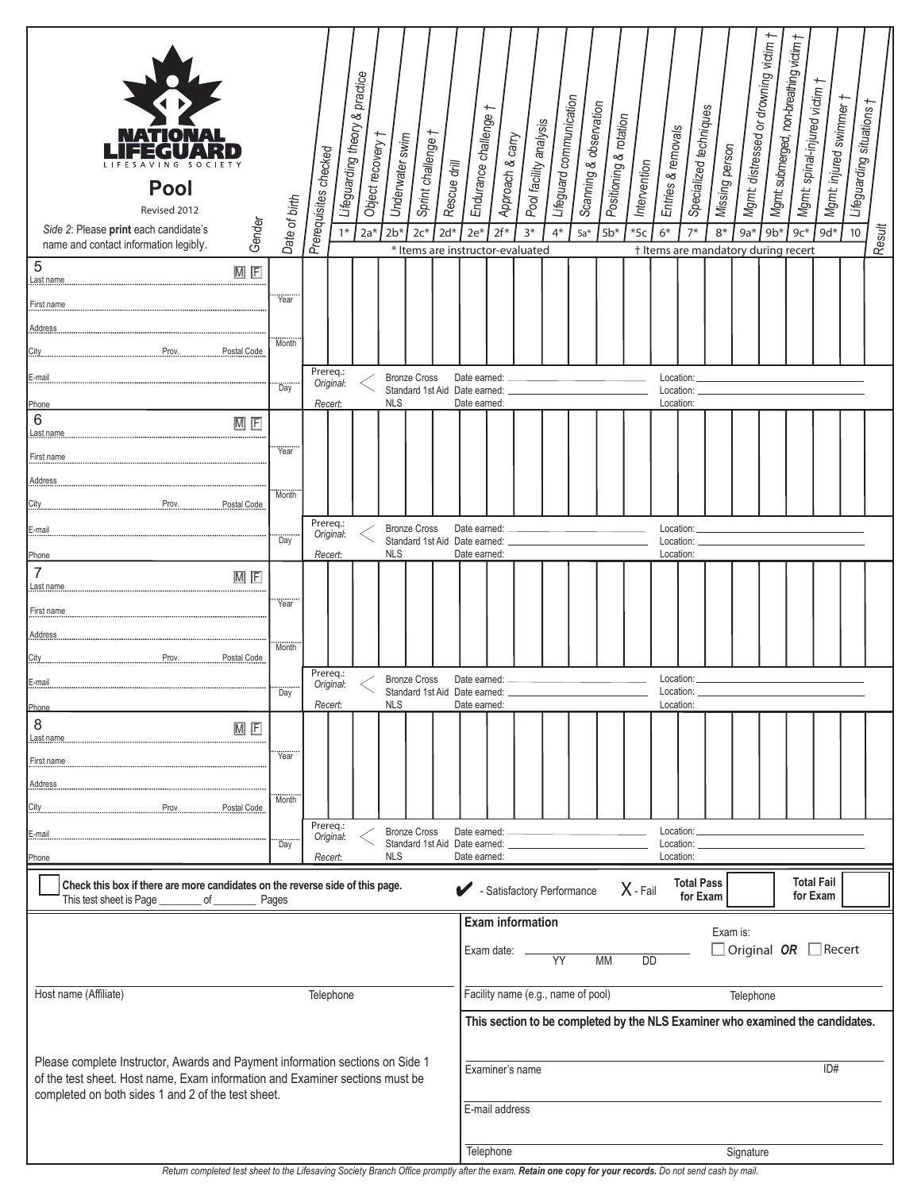# NATIONAL LIFEGUARD

LIFESAVING SOCIETY

## Pool

Revised 2012

*Side 2*: Please **print** each candidate's name and contact information legibly.

| Candidate | Gender | Date of birth | Prerequisites checked | Lifeguarding theory & practice 1* | Object recovery † 2a* | Underwater swim 2b* | Sprint challenge † 2c* | Rescue drill 2d* | Endurance challenge † 2e* | Approach & carry 2f* | Pool facility analysis 3* | Lifeguard communication 4* | Scanning & observation 5a* | Positioning & rotation 5b* | Intervention *5c | Entries & removals 6* | Specialized techniques 7* | Missing person 8* | Mgmt: distressed or drowning victim † 9a* | Mgmt: submerged, non-breathing victim † 9b* | Mgmt: spinal-injured victim † 9c* | Mgmt: injured swimmer † 9d* | Lifeguarding situations † 10 | Result |
|---|---|---|---|---|---|---|---|---|---|---|---|---|---|---|---|---|---|---|---|---|---|---|---|---|
| 5 Last name / First name / Address / City Prov. Postal Code / E-mail / Phone | M F | Year / Month / Day | | | | | | | | | | | | | | | | | | | | | | |
| 6 Last name / First name / Address / City Prov. Postal Code / E-mail / Phone | M F | Year / Month / Day | | | | | | | | | | | | | | | | | | | | | | |
| 7 Last name / First name / Address / City Prov. Postal Code / E-mail / Phone | M F | Year / Month / Day | | | | | | | | | | | | | | | | | | | | | | |
| 8 Last name / First name / Address / City Prov. Postal Code / E-mail / Phone | M F | Year / Month / Day | | | | | | | | | | | | | | | | | | | | | | |

\* Items are instructor-evaluated

† Items are mandatory during recert

For each candidate:

Prereq.: *Original*: Bronze Cross Date earned: ______ Location: ______
Standard 1st Aid Date earned: ______ Location: ______
*Recert*: NLS Date earned: ______ Location: ______

☐ **Check this box if there are more candidates on the reverse side of this page.**
This test sheet is Page ________ of ________ Pages

✔ - Satisfactory Performance X - Fail

**Total Pass for Exam** ______ **Total Fail for Exam** ______

Host name (Affiliate) ______ Telephone ______

Please complete Instructor, Awards and Payment information sections on Side 1 of the test sheet. Host name, Exam information and Examiner sections must be completed on both sides 1 and 2 of the test sheet.

**Exam information**

Exam date: ______ YY MM DD

Exam is: ☐ Original **OR** ☐ Recert

Facility name (e.g., name of pool) ______ Telephone ______

**This section to be completed by the NLS Examiner who examined the candidates.**

Examiner's name ______ ID# ______

E-mail address ______

Telephone ______ Signature ______

*Return completed test sheet to the Lifesaving Society Branch Office promptly after the exam.* ***Retain one copy for your records.*** *Do not send cash by mail.*